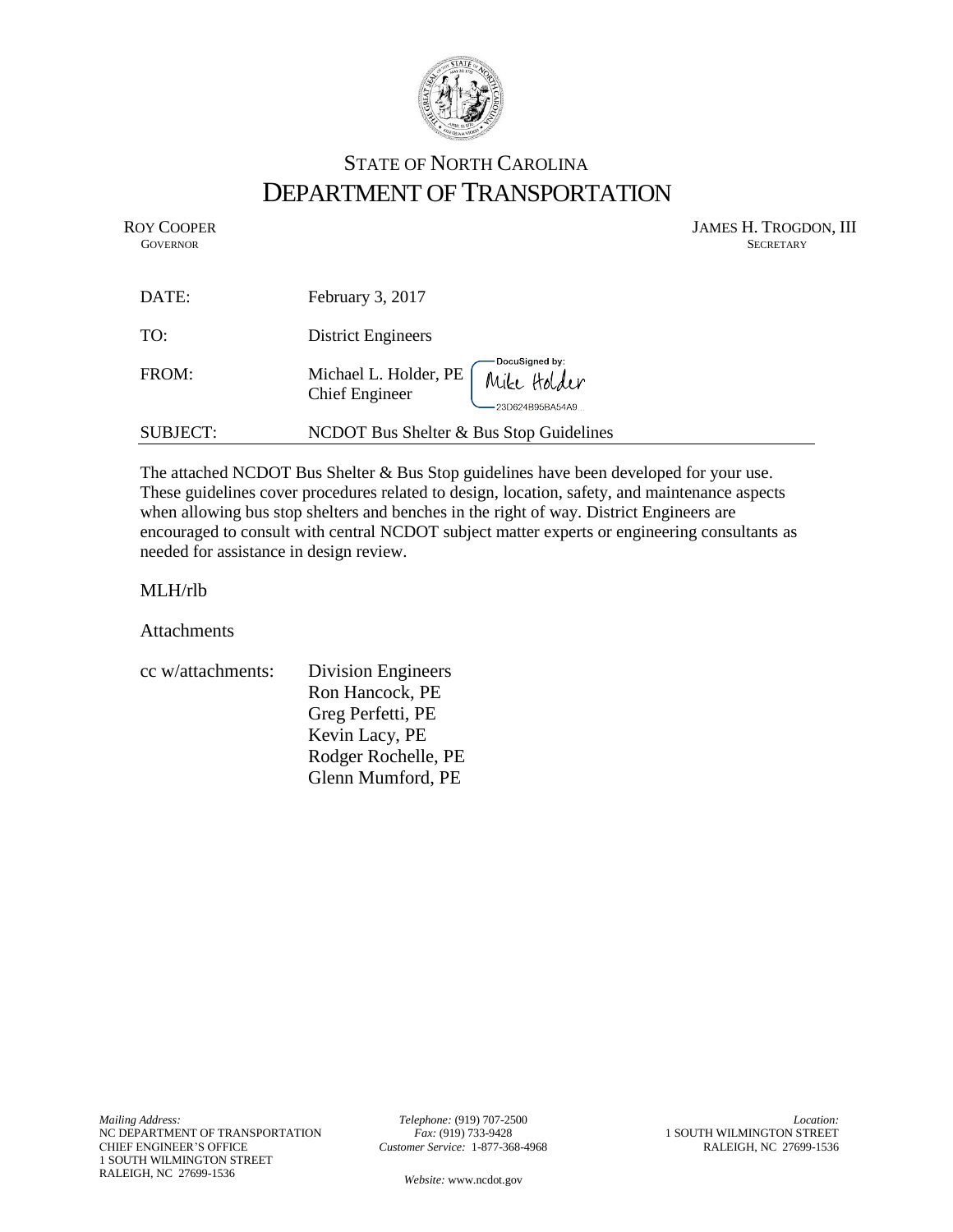# STATE OF NORTH CAROLINA
# DEPARTMENT OF TRANSPORTATION

ROY COOPER
GOVERNOR

JAMES H. TROGDON, III
SECRETARY

| | |
|---|---|
| DATE: | February 3, 2017 |
| TO: | District Engineers |
| FROM: | Michael L. Holder, PE<br>Chief Engineer |
| SUBJECT: | NCDOT Bus Shelter & Bus Stop Guidelines |

DocuSigned by:
Mike Holder
23D624B95BA54A9...

The attached NCDOT Bus Shelter & Bus Stop guidelines have been developed for your use. These guidelines cover procedures related to design, location, safety, and maintenance aspects when allowing bus stop shelters and benches in the right of way. District Engineers are encouraged to consult with central NCDOT subject matter experts or engineering consultants as needed for assistance in design review.

MLH/rlb

Attachments

cc w/attachments:
Division Engineers
Ron Hancock, PE
Greg Perfetti, PE
Kevin Lacy, PE
Rodger Rochelle, PE
Glenn Mumford, PE

*Mailing Address:*
NC DEPARTMENT OF TRANSPORTATION
CHIEF ENGINEER'S OFFICE
1 SOUTH WILMINGTON STREET
RALEIGH, NC 27699-1536

*Telephone:* (919) 707-2500
*Fax:* (919) 733-9428
*Customer Service:* 1-877-368-4968

*Website:* www.ncdot.gov

*Location:*
1 SOUTH WILMINGTON STREET
RALEIGH, NC 27699-1536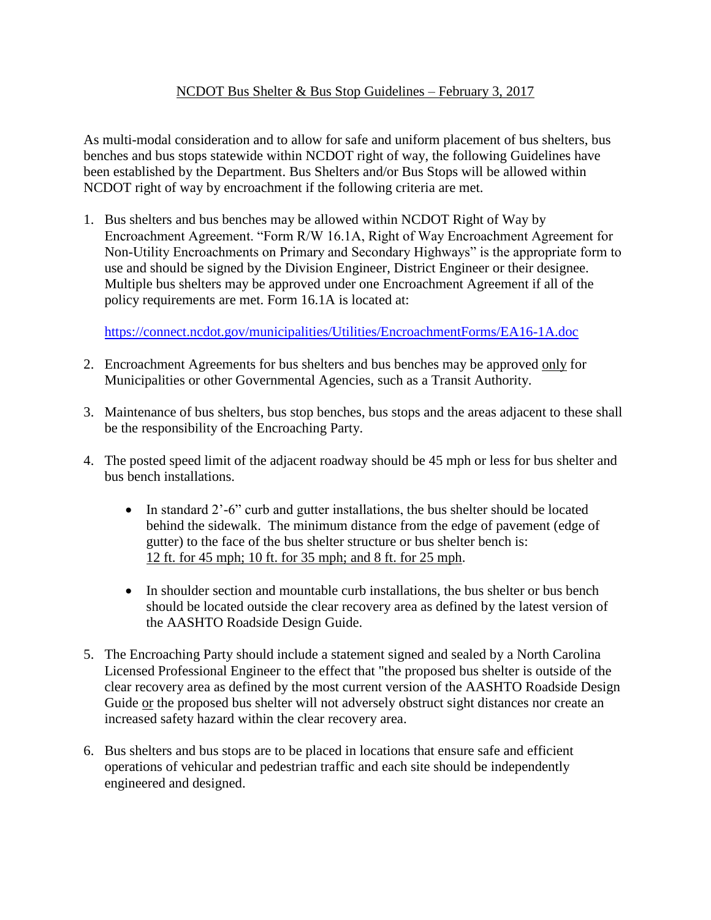<u>NCDOT Bus Shelter & Bus Stop Guidelines – February 3, 2017</u>

As multi-modal consideration and to allow for safe and uniform placement of bus shelters, bus benches and bus stops statewide within NCDOT right of way, the following Guidelines have been established by the Department. Bus Shelters and/or Bus Stops will be allowed within NCDOT right of way by encroachment if the following criteria are met.

1. Bus shelters and bus benches may be allowed within NCDOT Right of Way by Encroachment Agreement. "Form R/W 16.1A, Right of Way Encroachment Agreement for Non-Utility Encroachments on Primary and Secondary Highways" is the appropriate form to use and should be signed by the Division Engineer, District Engineer or their designee. Multiple bus shelters may be approved under one Encroachment Agreement if all of the policy requirements are met. Form 16.1A is located at:

   https://connect.ncdot.gov/municipalities/Utilities/EncroachmentForms/EA16-1A.doc

2. Encroachment Agreements for bus shelters and bus benches may be approved <u>only</u> for Municipalities or other Governmental Agencies, such as a Transit Authority.

3. Maintenance of bus shelters, bus stop benches, bus stops and the areas adjacent to these shall be the responsibility of the Encroaching Party.

4. The posted speed limit of the adjacent roadway should be 45 mph or less for bus shelter and bus bench installations.

   - In standard 2'-6" curb and gutter installations, the bus shelter should be located behind the sidewalk. The minimum distance from the edge of pavement (edge of gutter) to the face of the bus shelter structure or bus shelter bench is: <u>12 ft. for 45 mph; 10 ft. for 35 mph; and 8 ft. for 25 mph</u>.

   - In shoulder section and mountable curb installations, the bus shelter or bus bench should be located outside the clear recovery area as defined by the latest version of the AASHTO Roadside Design Guide.

5. The Encroaching Party should include a statement signed and sealed by a North Carolina Licensed Professional Engineer to the effect that "the proposed bus shelter is outside of the clear recovery area as defined by the most current version of the AASHTO Roadside Design Guide <u>or</u> the proposed bus shelter will not adversely obstruct sight distances nor create an increased safety hazard within the clear recovery area.

6. Bus shelters and bus stops are to be placed in locations that ensure safe and efficient operations of vehicular and pedestrian traffic and each site should be independently engineered and designed.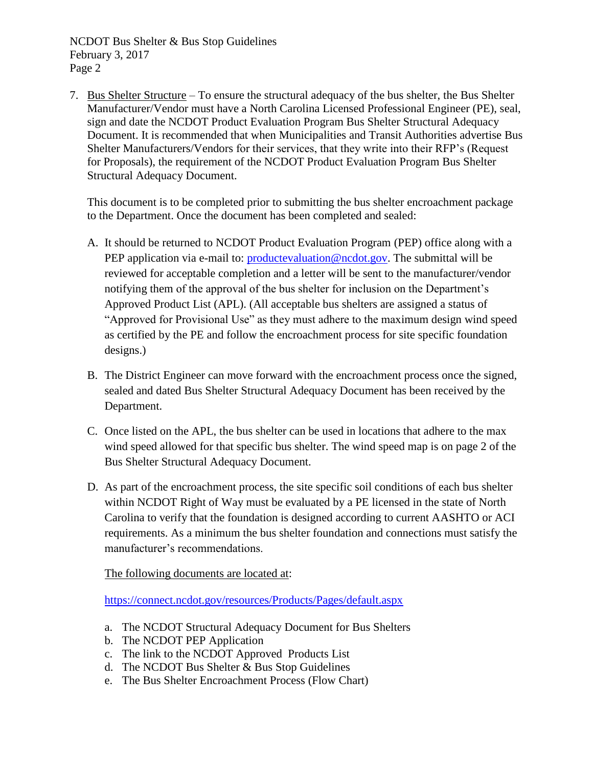7. <u>Bus Shelter Structure</u> – To ensure the structural adequacy of the bus shelter, the Bus Shelter Manufacturer/Vendor must have a North Carolina Licensed Professional Engineer (PE), seal, sign and date the NCDOT Product Evaluation Program Bus Shelter Structural Adequacy Document. It is recommended that when Municipalities and Transit Authorities advertise Bus Shelter Manufacturers/Vendors for their services, that they write into their RFP's (Request for Proposals), the requirement of the NCDOT Product Evaluation Program Bus Shelter Structural Adequacy Document.

   This document is to be completed prior to submitting the bus shelter encroachment package to the Department. Once the document has been completed and sealed:

   A. It should be returned to NCDOT Product Evaluation Program (PEP) office along with a PEP application via e-mail to: [productevaluation@ncdot.gov](mailto:productevaluation@ncdot.gov). The submittal will be reviewed for acceptable completion and a letter will be sent to the manufacturer/vendor notifying them of the approval of the bus shelter for inclusion on the Department's Approved Product List (APL). (All acceptable bus shelters are assigned a status of "Approved for Provisional Use" as they must adhere to the maximum design wind speed as certified by the PE and follow the encroachment process for site specific foundation designs.)

   B. The District Engineer can move forward with the encroachment process once the signed, sealed and dated Bus Shelter Structural Adequacy Document has been received by the Department.

   C. Once listed on the APL, the bus shelter can be used in locations that adhere to the max wind speed allowed for that specific bus shelter. The wind speed map is on page 2 of the Bus Shelter Structural Adequacy Document.

   D. As part of the encroachment process, the site specific soil conditions of each bus shelter within NCDOT Right of Way must be evaluated by a PE licensed in the state of North Carolina to verify that the foundation is designed according to current AASHTO or ACI requirements. As a minimum the bus shelter foundation and connections must satisfy the manufacturer's recommendations.

      <u>The following documents are located at</u>:

      [https://connect.ncdot.gov/resources/Products/Pages/default.aspx](https://connect.ncdot.gov/resources/Products/Pages/default.aspx)

      a. The NCDOT Structural Adequacy Document for Bus Shelters
      b. The NCDOT PEP Application
      c. The link to the NCDOT Approved Products List
      d. The NCDOT Bus Shelter & Bus Stop Guidelines
      e. The Bus Shelter Encroachment Process (Flow Chart)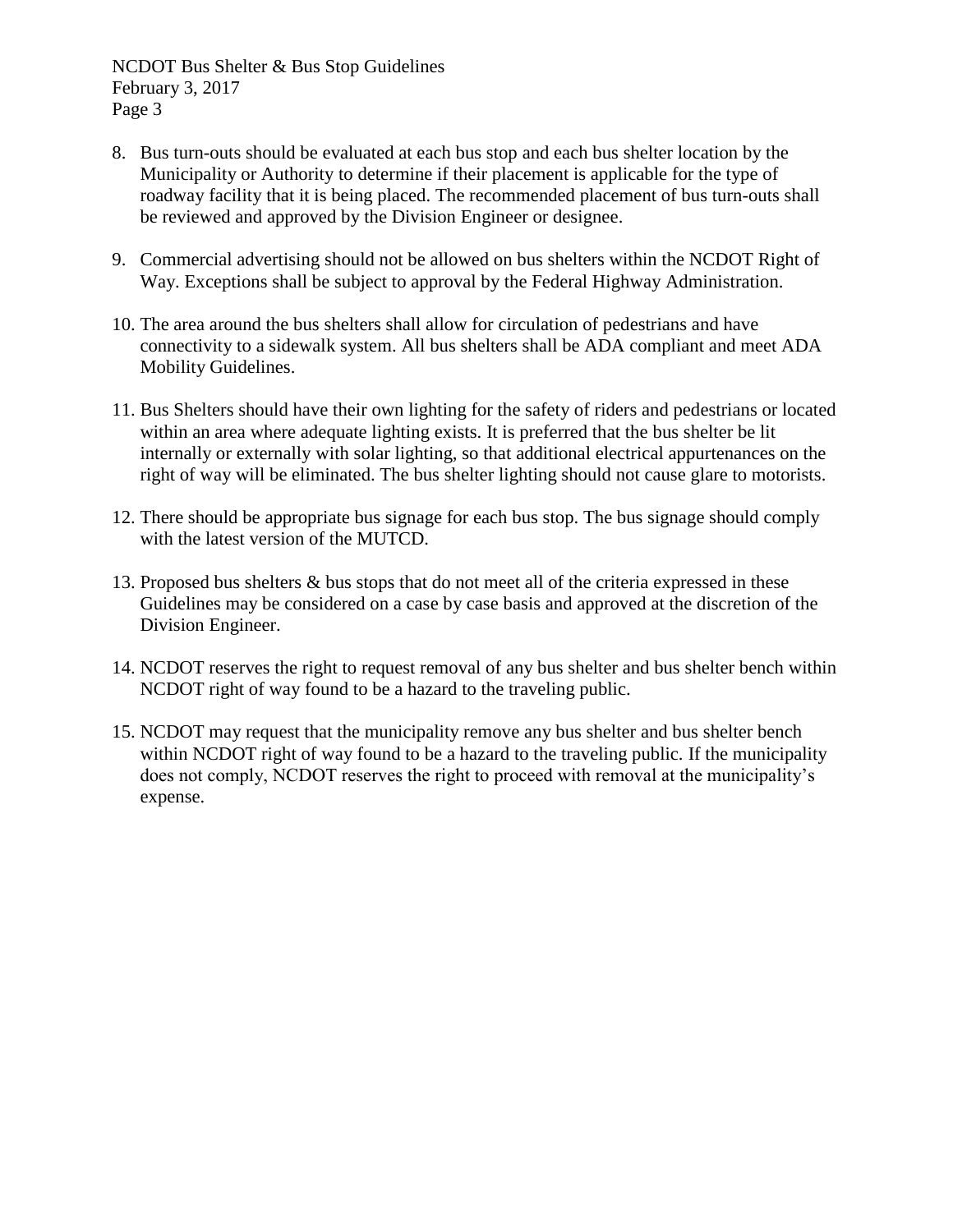8. Bus turn-outs should be evaluated at each bus stop and each bus shelter location by the Municipality or Authority to determine if their placement is applicable for the type of roadway facility that it is being placed. The recommended placement of bus turn-outs shall be reviewed and approved by the Division Engineer or designee.

9. Commercial advertising should not be allowed on bus shelters within the NCDOT Right of Way. Exceptions shall be subject to approval by the Federal Highway Administration.

10. The area around the bus shelters shall allow for circulation of pedestrians and have connectivity to a sidewalk system. All bus shelters shall be ADA compliant and meet ADA Mobility Guidelines.

11. Bus Shelters should have their own lighting for the safety of riders and pedestrians or located within an area where adequate lighting exists. It is preferred that the bus shelter be lit internally or externally with solar lighting, so that additional electrical appurtenances on the right of way will be eliminated. The bus shelter lighting should not cause glare to motorists.

12. There should be appropriate bus signage for each bus stop. The bus signage should comply with the latest version of the MUTCD.

13. Proposed bus shelters & bus stops that do not meet all of the criteria expressed in these Guidelines may be considered on a case by case basis and approved at the discretion of the Division Engineer.

14. NCDOT reserves the right to request removal of any bus shelter and bus shelter bench within NCDOT right of way found to be a hazard to the traveling public.

15. NCDOT may request that the municipality remove any bus shelter and bus shelter bench within NCDOT right of way found to be a hazard to the traveling public. If the municipality does not comply, NCDOT reserves the right to proceed with removal at the municipality's expense.